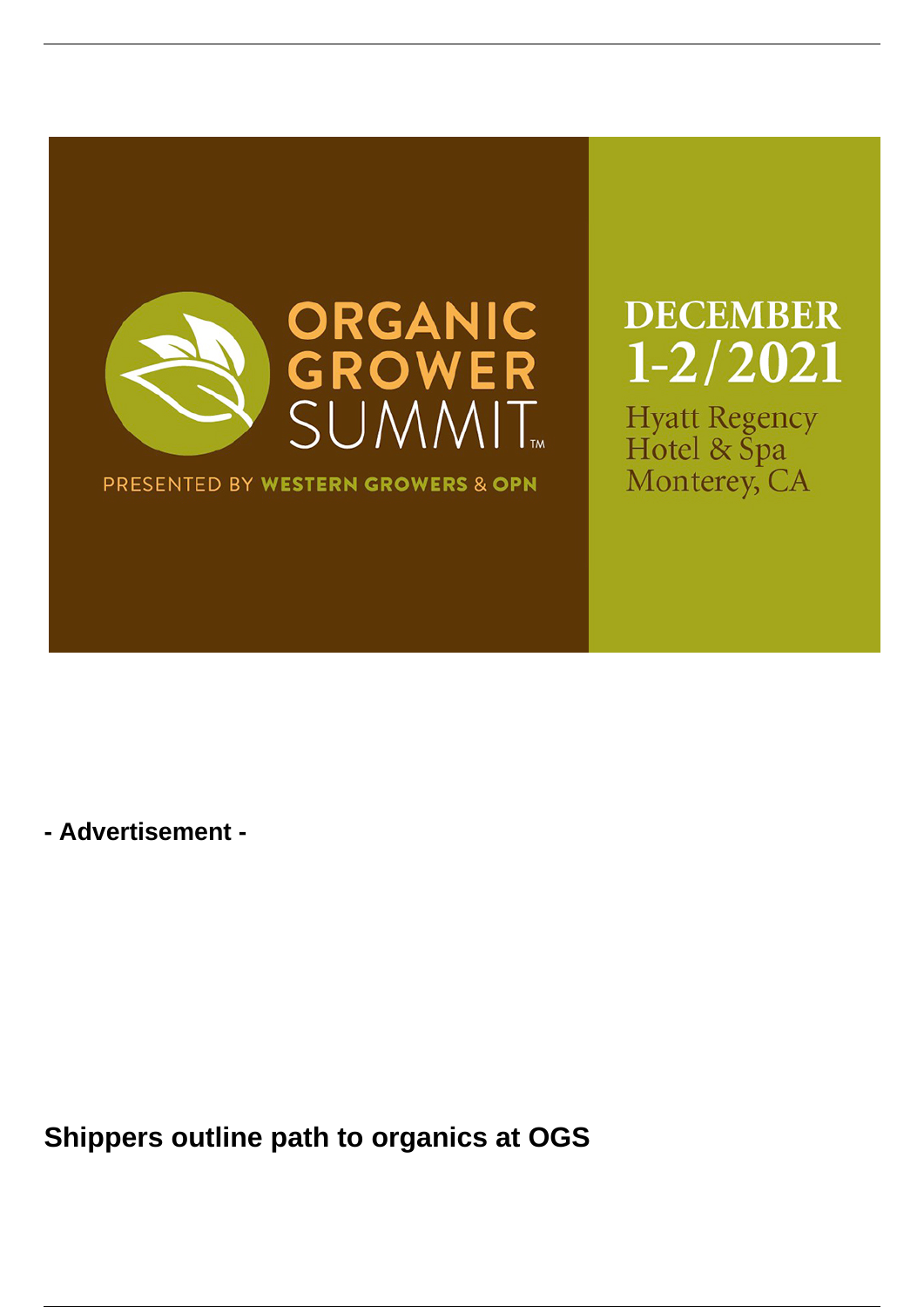ORGANIC GROWER SUMMIT™

PRESENTED BY WESTERN GROWERS & OPN

DECEMBER 1-2/2021

Hyatt Regency Hotel & Spa Monterey, CA

**- Advertisement -**

## Shippers outline path to organics at OGS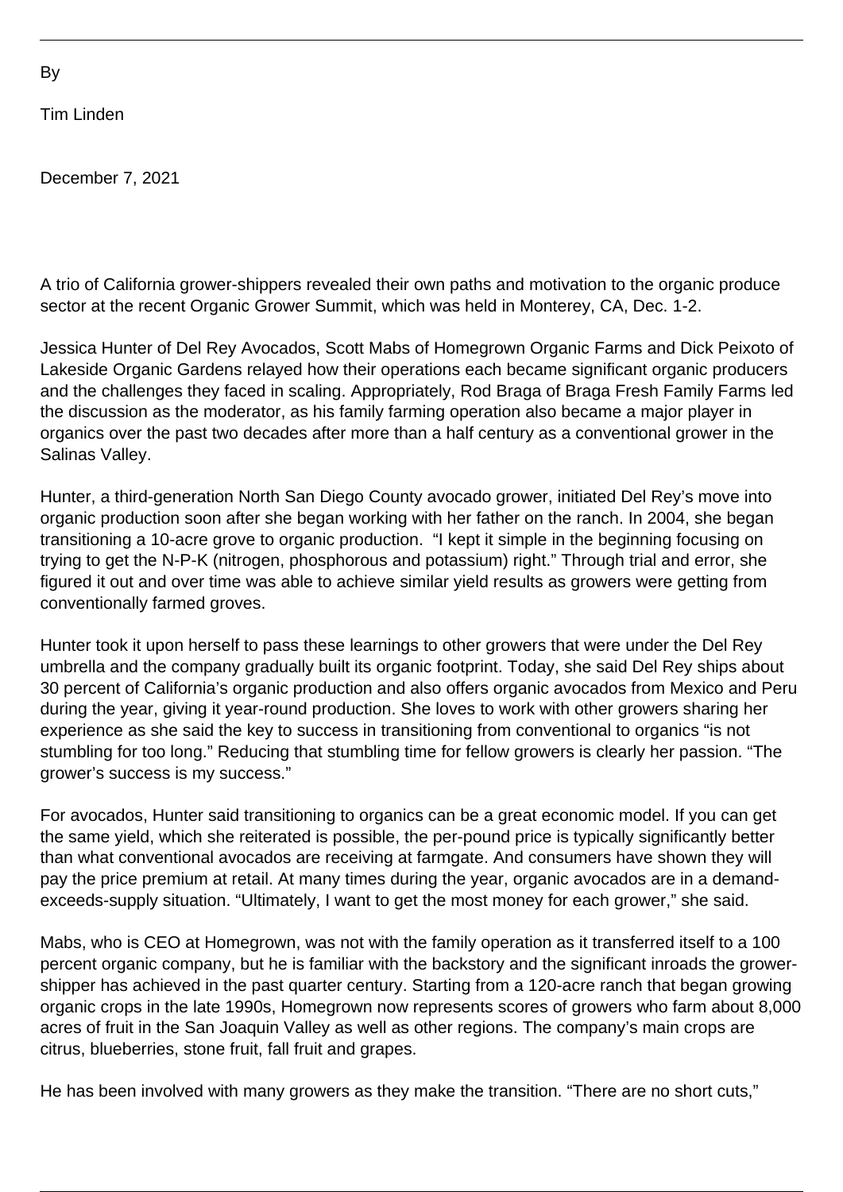By

Tim Linden

December 7, 2021

A trio of California grower-shippers revealed their own paths and motivation to the organic produce sector at the recent Organic Grower Summit, which was held in Monterey, CA, Dec. 1-2.

Jessica Hunter of Del Rey Avocados, Scott Mabs of Homegrown Organic Farms and Dick Peixoto of Lakeside Organic Gardens relayed how their operations each became significant organic producers and the challenges they faced in scaling. Appropriately, Rod Braga of Braga Fresh Family Farms led the discussion as the moderator, as his family farming operation also became a major player in organics over the past two decades after more than a half century as a conventional grower in the Salinas Valley.

Hunter, a third-generation North San Diego County avocado grower, initiated Del Rey's move into organic production soon after she began working with her father on the ranch. In 2004, she began transitioning a 10-acre grove to organic production. "I kept it simple in the beginning focusing on trying to get the N-P-K (nitrogen, phosphorous and potassium) right." Through trial and error, she figured it out and over time was able to achieve similar yield results as growers were getting from conventionally farmed groves.

Hunter took it upon herself to pass these learnings to other growers that were under the Del Rey umbrella and the company gradually built its organic footprint. Today, she said Del Rey ships about 30 percent of California's organic production and also offers organic avocados from Mexico and Peru during the year, giving it year-round production. She loves to work with other growers sharing her experience as she said the key to success in transitioning from conventional to organics "is not stumbling for too long." Reducing that stumbling time for fellow growers is clearly her passion. "The grower's success is my success."

For avocados, Hunter said transitioning to organics can be a great economic model. If you can get the same yield, which she reiterated is possible, the per-pound price is typically significantly better than what conventional avocados are receiving at farmgate. And consumers have shown they will pay the price premium at retail. At many times during the year, organic avocados are in a demand-exceeds-supply situation. "Ultimately, I want to get the most money for each grower," she said.

Mabs, who is CEO at Homegrown, was not with the family operation as it transferred itself to a 100 percent organic company, but he is familiar with the backstory and the significant inroads the grower-shipper has achieved in the past quarter century. Starting from a 120-acre ranch that began growing organic crops in the late 1990s, Homegrown now represents scores of growers who farm about 8,000 acres of fruit in the San Joaquin Valley as well as other regions. The company's main crops are citrus, blueberries, stone fruit, fall fruit and grapes.

He has been involved with many growers as they make the transition. "There are no short cuts,"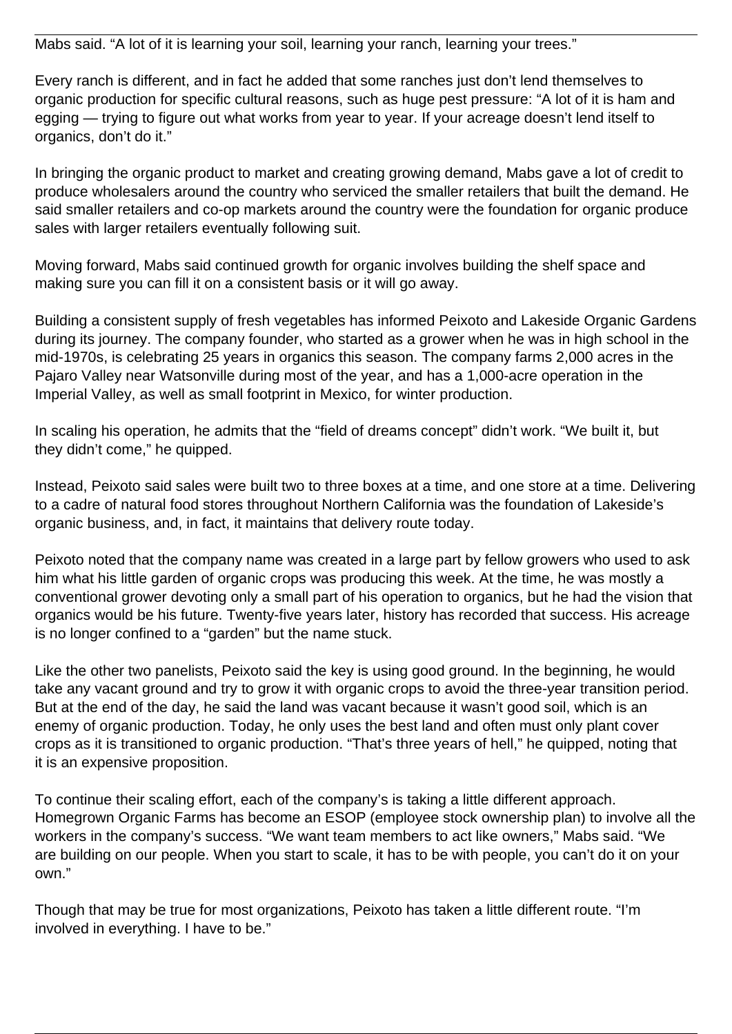Mabs said. “A lot of it is learning your soil, learning your ranch, learning your trees.”

Every ranch is different, and in fact he added that some ranches just don’t lend themselves to organic production for specific cultural reasons, such as huge pest pressure: “A lot of it is ham and egging — trying to figure out what works from year to year. If your acreage doesn’t lend itself to organics, don’t do it.”

In bringing the organic product to market and creating growing demand, Mabs gave a lot of credit to produce wholesalers around the country who serviced the smaller retailers that built the demand. He said smaller retailers and co-op markets around the country were the foundation for organic produce sales with larger retailers eventually following suit.

Moving forward, Mabs said continued growth for organic involves building the shelf space and making sure you can fill it on a consistent basis or it will go away.

Building a consistent supply of fresh vegetables has informed Peixoto and Lakeside Organic Gardens during its journey. The company founder, who started as a grower when he was in high school in the mid-1970s, is celebrating 25 years in organics this season. The company farms 2,000 acres in the Pajaro Valley near Watsonville during most of the year, and has a 1,000-acre operation in the Imperial Valley, as well as small footprint in Mexico, for winter production.

In scaling his operation, he admits that the “field of dreams concept” didn’t work. “We built it, but they didn’t come,” he quipped.

Instead, Peixoto said sales were built two to three boxes at a time, and one store at a time. Delivering to a cadre of natural food stores throughout Northern California was the foundation of Lakeside’s organic business, and, in fact, it maintains that delivery route today.

Peixoto noted that the company name was created in a large part by fellow growers who used to ask him what his little garden of organic crops was producing this week. At the time, he was mostly a conventional grower devoting only a small part of his operation to organics, but he had the vision that organics would be his future. Twenty-five years later, history has recorded that success. His acreage is no longer confined to a “garden” but the name stuck.

Like the other two panelists, Peixoto said the key is using good ground. In the beginning, he would take any vacant ground and try to grow it with organic crops to avoid the three-year transition period. But at the end of the day, he said the land was vacant because it wasn’t good soil, which is an enemy of organic production. Today, he only uses the best land and often must only plant cover crops as it is transitioned to organic production. “That’s three years of hell,” he quipped, noting that it is an expensive proposition.

To continue their scaling effort, each of the company’s is taking a little different approach. Homegrown Organic Farms has become an ESOP (employee stock ownership plan) to involve all the workers in the company’s success. “We want team members to act like owners,” Mabs said. “We are building on our people. When you start to scale, it has to be with people, you can’t do it on your own.”

Though that may be true for most organizations, Peixoto has taken a little different route. “I’m involved in everything. I have to be.”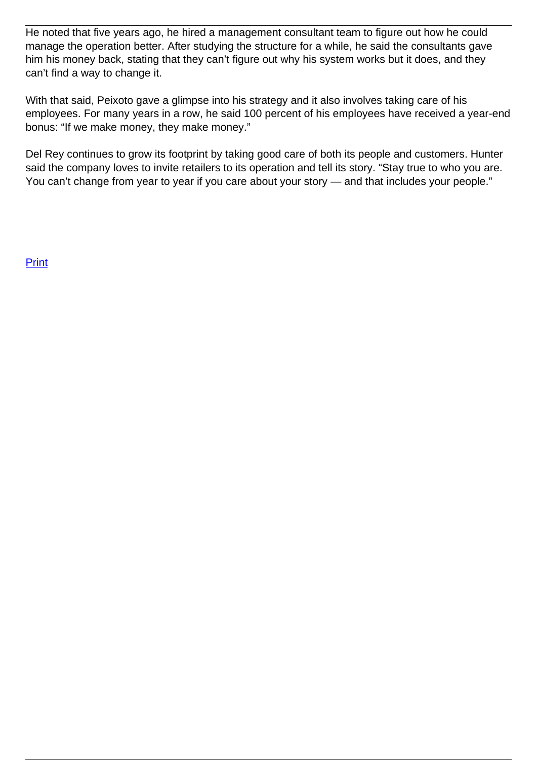He noted that five years ago, he hired a management consultant team to figure out how he could manage the operation better. After studying the structure for a while, he said the consultants gave him his money back, stating that they can't figure out why his system works but it does, and they can't find a way to change it.

With that said, Peixoto gave a glimpse into his strategy and it also involves taking care of his employees. For many years in a row, he said 100 percent of his employees have received a year-end bonus: "If we make money, they make money."

Del Rey continues to grow its footprint by taking good care of both its people and customers. Hunter said the company loves to invite retailers to its operation and tell its story. "Stay true to who you are. You can't change from year to year if you care about your story — and that includes your people."

Print